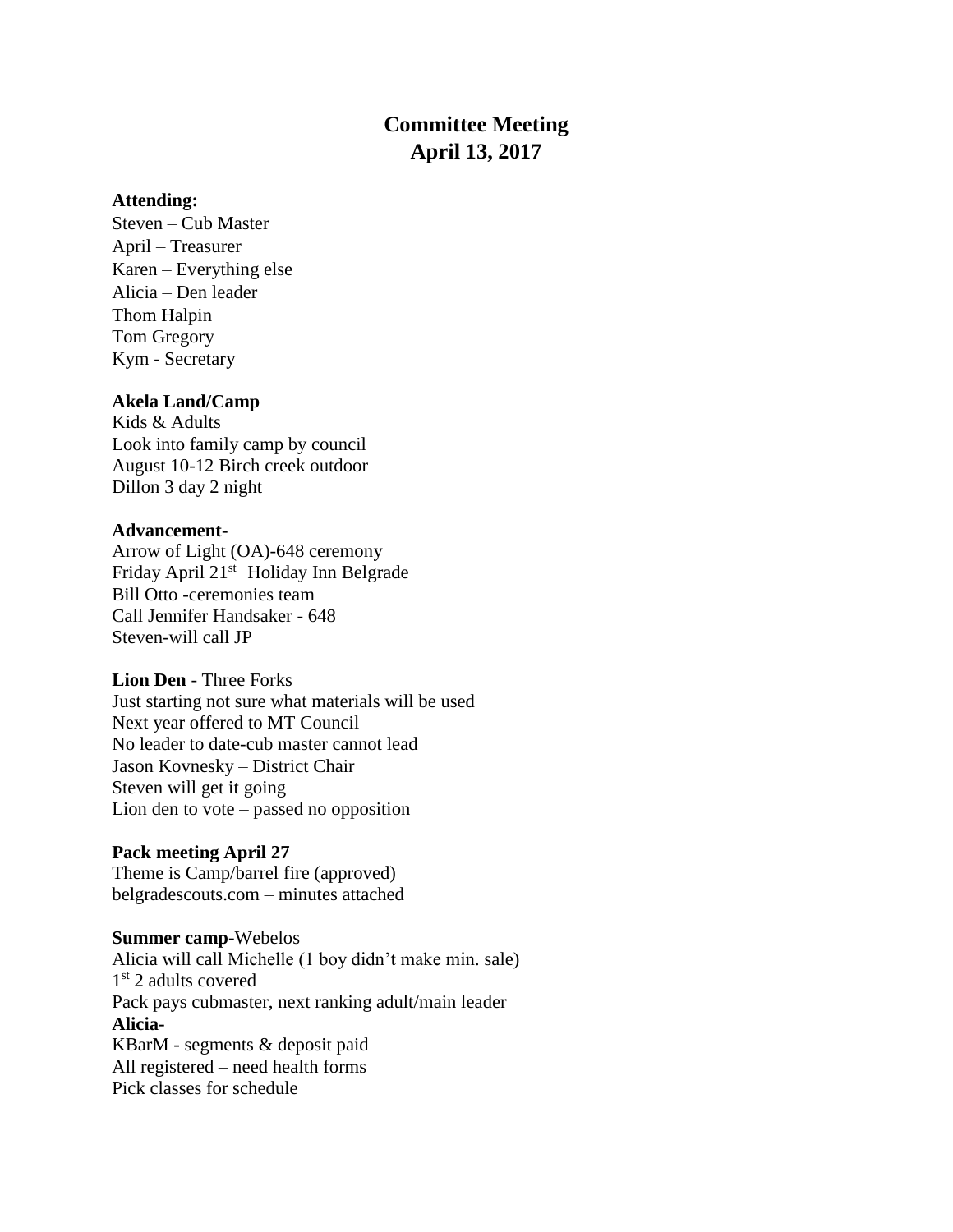# Committee Meeting
# April 13, 2017

**Attending:**

Steven – Cub Master
April – Treasurer
Karen – Everything else
Alicia – Den leader
Thom Halpin
Tom Gregory
Kym - Secretary

**Akela Land/Camp**

Kids & Adults
Look into family camp by council
August 10-12 Birch creek outdoor
Dillon 3 day 2 night

**Advancement-**

Arrow of Light (OA)-648 ceremony
Friday April 21st Holiday Inn Belgrade
Bill Otto -ceremonies team
Call Jennifer Handsaker - 648
Steven-will call JP

**Lion Den** - Three Forks

Just starting not sure what materials will be used
Next year offered to MT Council
No leader to date-cub master cannot lead
Jason Kovnesky – District Chair
Steven will get it going
Lion den to vote – passed no opposition

**Pack meeting April 27**

Theme is Camp/barrel fire (approved)
belgradescouts.com – minutes attached

**Summer camp**-Webelos

Alicia will call Michelle (1 boy didn't make min. sale)
1st 2 adults covered
Pack pays cubmaster, next ranking adult/main leader

**Alicia-**

KBarM - segments & deposit paid
All registered – need health forms
Pick classes for schedule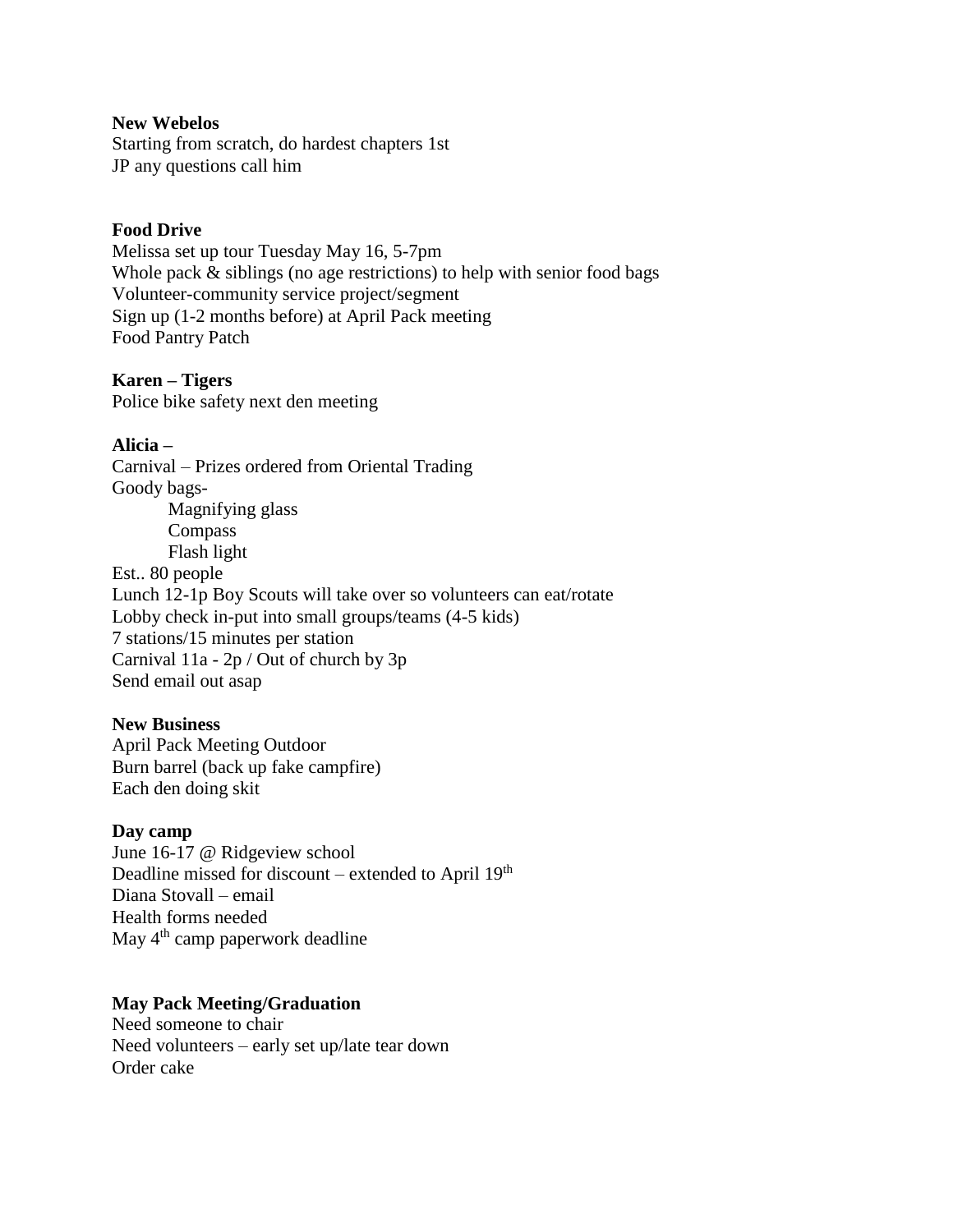**New Webelos**
Starting from scratch, do hardest chapters 1st
JP any questions call him

**Food Drive**
Melissa set up tour Tuesday May 16, 5-7pm
Whole pack & siblings (no age restrictions) to help with senior food bags
Volunteer-community service project/segment
Sign up (1-2 months before) at April Pack meeting
Food Pantry Patch

**Karen – Tigers**
Police bike safety next den meeting

**Alicia –**
Carnival – Prizes ordered from Oriental Trading
Goody bags-
- Magnifying glass
- Compass
- Flash light

Est.. 80 people
Lunch 12-1p Boy Scouts will take over so volunteers can eat/rotate
Lobby check in-put into small groups/teams (4-5 kids)
7 stations/15 minutes per station
Carnival 11a - 2p / Out of church by 3p
Send email out asap

**New Business**
April Pack Meeting Outdoor
Burn barrel (back up fake campfire)
Each den doing skit

**Day camp**
June 16-17 @ Ridgeview school
Deadline missed for discount – extended to April 19th
Diana Stovall – email
Health forms needed
May 4th camp paperwork deadline

**May Pack Meeting/Graduation**
Need someone to chair
Need volunteers – early set up/late tear down
Order cake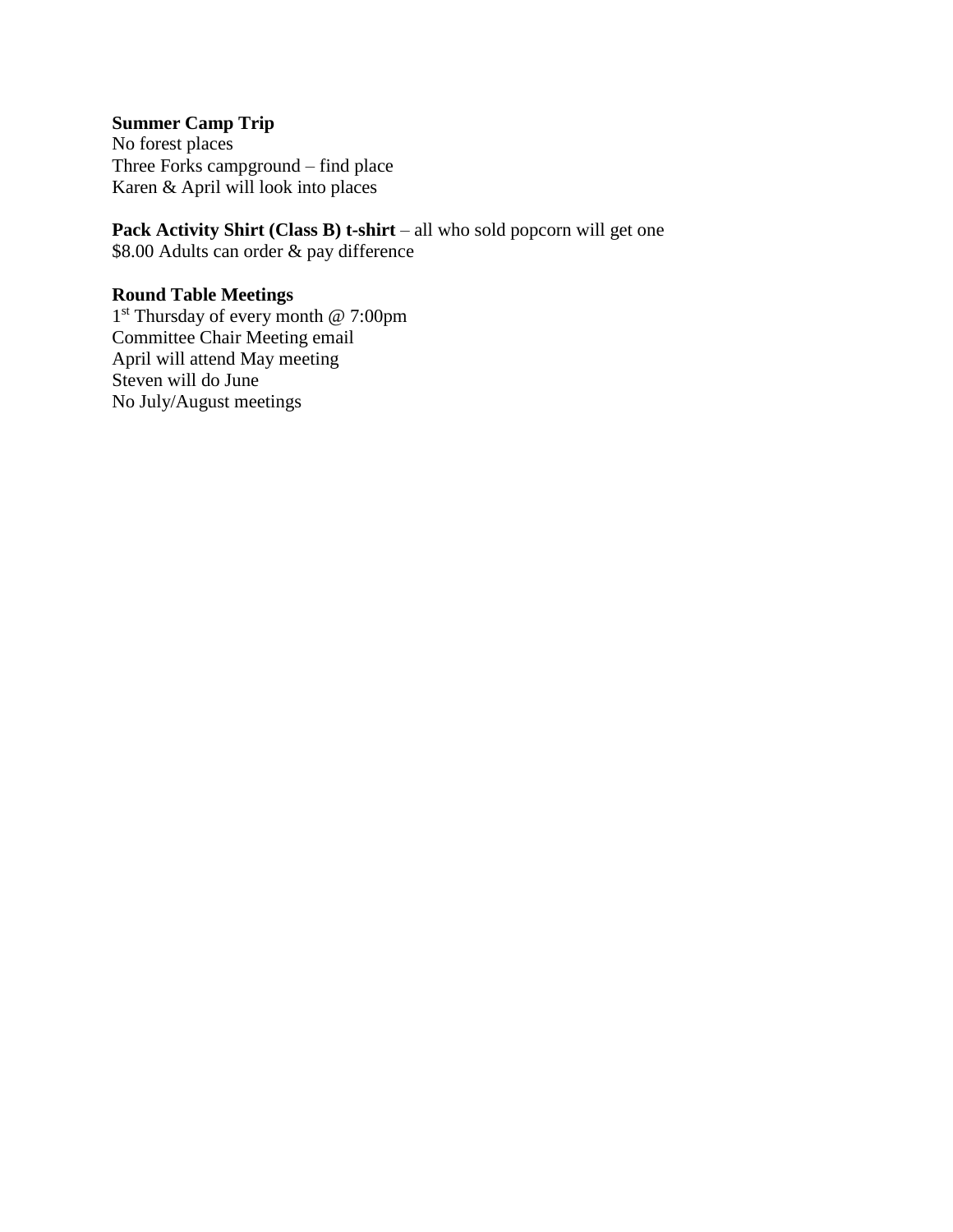**Summer Camp Trip**
No forest places
Three Forks campground – find place
Karen & April will look into places

**Pack Activity Shirt (Class B) t-shirt** – all who sold popcorn will get one
$8.00 Adults can order & pay difference

**Round Table Meetings**
1st Thursday of every month @ 7:00pm
Committee Chair Meeting email
April will attend May meeting
Steven will do June
No July/August meetings